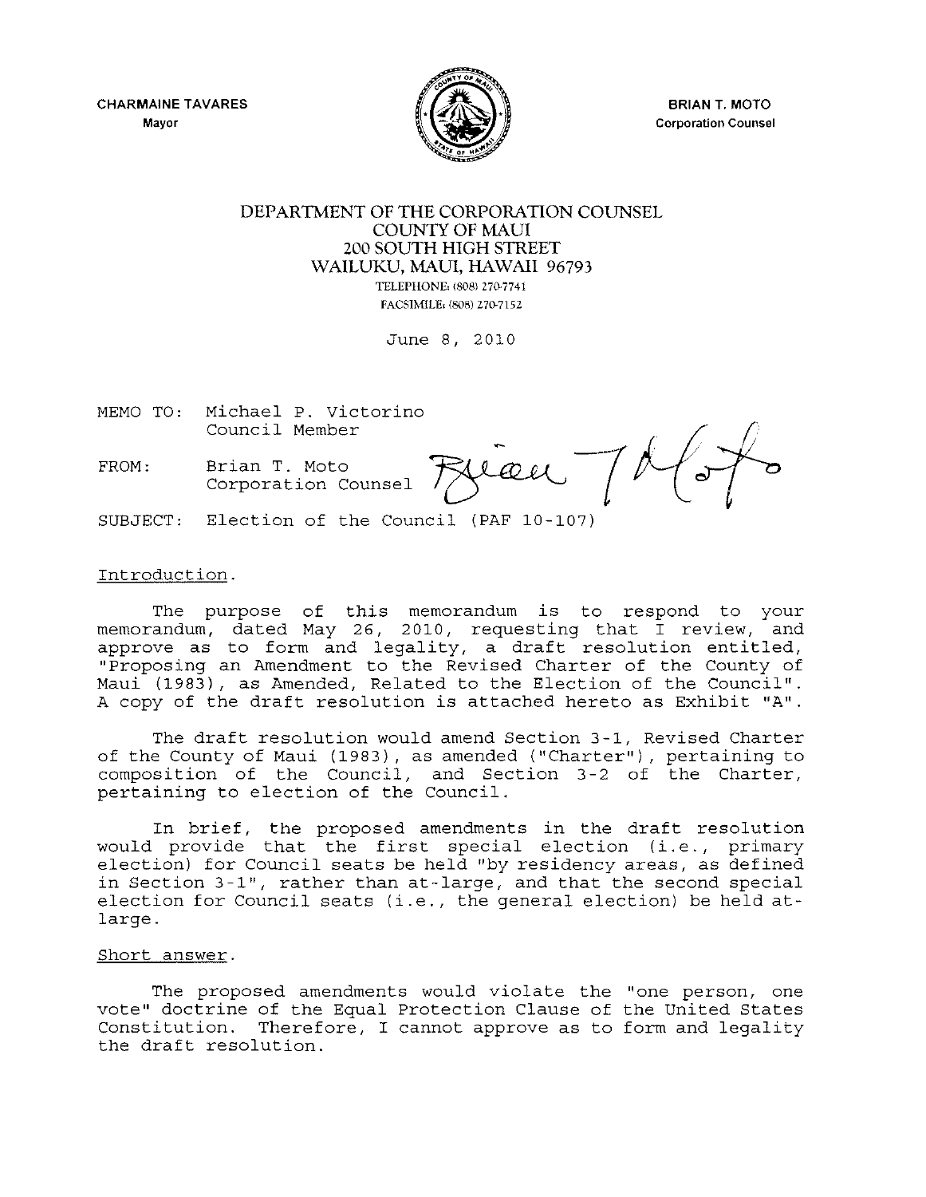CHARMAINE TAVARES
Mayor

BRIAN T. MOTO
Corporation Counsel

DEPARTMENT OF THE CORPORATION COUNSEL
COUNTY OF MAUI
200 SOUTH HIGH STREET
WAILUKU, MAUI, HAWAII 96793
TELEPHONE: (808) 270-7741
FACSIMILE: (808) 270-7152

June 8, 2010

MEMO TO: Michael P. Victorino
Council Member

FROM: Brian T. Moto
Corporation Counsel

SUBJECT: Election of the Council (PAF 10-107)

Introduction.

The purpose of this memorandum is to respond to your memorandum, dated May 26, 2010, requesting that I review, and approve as to form and legality, a draft resolution entitled, "Proposing an Amendment to the Revised Charter of the County of Maui (1983), as Amended, Related to the Election of the Council". A copy of the draft resolution is attached hereto as Exhibit "A".

The draft resolution would amend Section 3-1, Revised Charter of the County of Maui (1983), as amended ("Charter"), pertaining to composition of the Council, and Section 3-2 of the Charter, pertaining to election of the Council.

In brief, the proposed amendments in the draft resolution would provide that the first special election (i.e., primary election) for Council seats be held "by residency areas, as defined in Section 3-1", rather than at-large, and that the second special election for Council seats (i.e., the general election) be held at-large.

Short answer.

The proposed amendments would violate the "one person, one vote" doctrine of the Equal Protection Clause of the United States Constitution. Therefore, I cannot approve as to form and legality the draft resolution.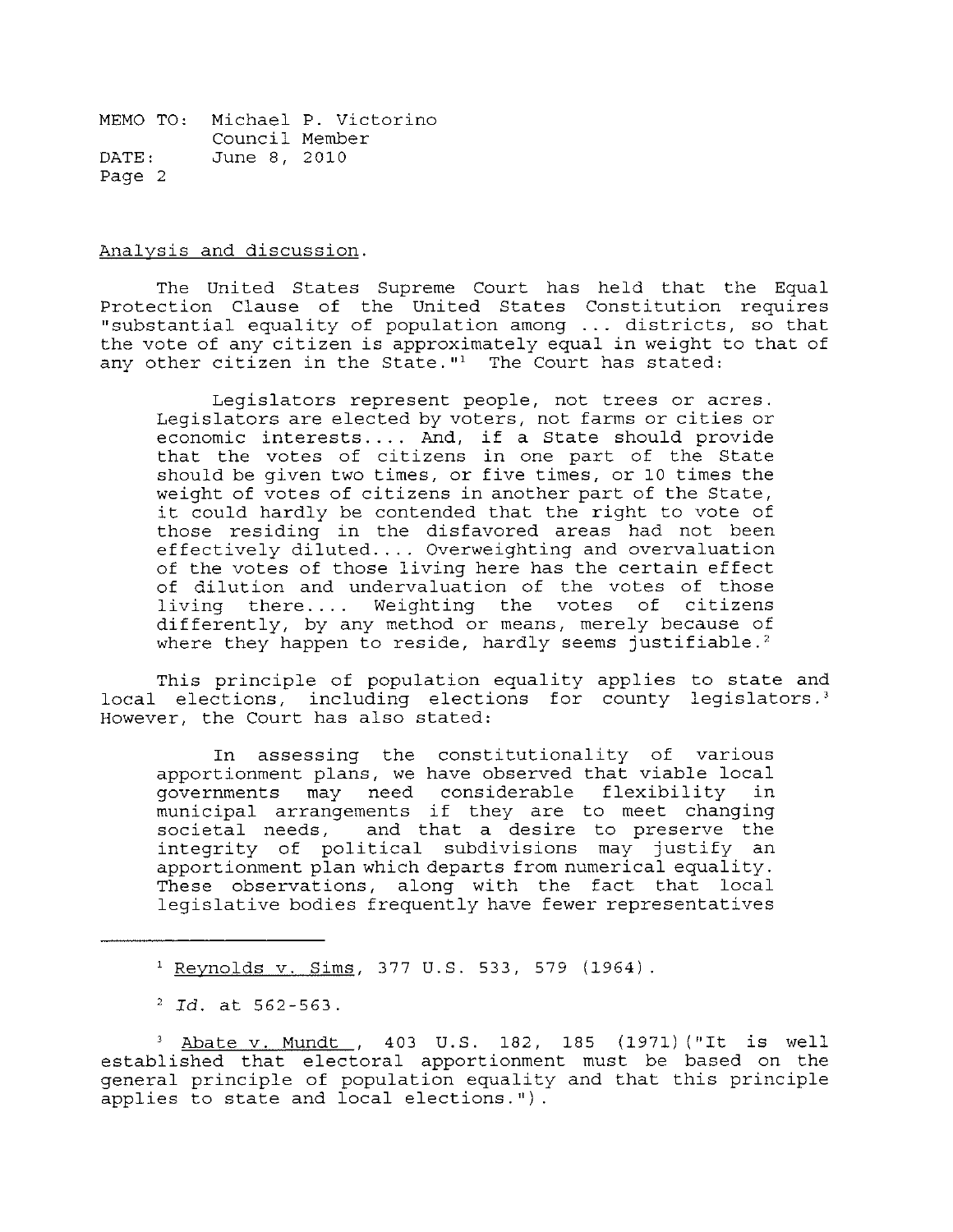Analysis and discussion.

The United States Supreme Court has held that the Equal Protection Clause of the United States Constitution requires "substantial equality of population among ... districts, so that the vote of any citizen is approximately equal in weight to that of any other citizen in the State."[1] The Court has stated:

> Legislators represent people, not trees or acres. Legislators are elected by voters, not farms or cities or economic interests.... And, if a State should provide that the votes of citizens in one part of the State should be given two times, or five times, or 10 times the weight of votes of citizens in another part of the State, it could hardly be contended that the right to vote of those residing in the disfavored areas had not been effectively diluted.... Overweighting and overvaluation of the votes of those living here has the certain effect of dilution and undervaluation of the votes of those living there.... Weighting the votes of citizens differently, by any method or means, merely because of where they happen to reside, hardly seems justifiable.[2]

This principle of population equality applies to state and local elections, including elections for county legislators.[3] However, the Court has also stated:

> In assessing the constitutionality of various apportionment plans, we have observed that viable local governments may need considerable flexibility in municipal arrangements if they are to meet changing societal needs, and that a desire to preserve the integrity of political subdivisions may justify an apportionment plan which departs from numerical equality. These observations, along with the fact that local legislative bodies frequently have fewer representatives

---

[1] Reynolds v. Sims, 377 U.S. 533, 579 (1964).

[2] *Id.* at 562-563.

[3] Abate v. Mundt, 403 U.S. 182, 185 (1971)("It is well established that electoral apportionment must be based on the general principle of population equality and that this principle applies to state and local elections.").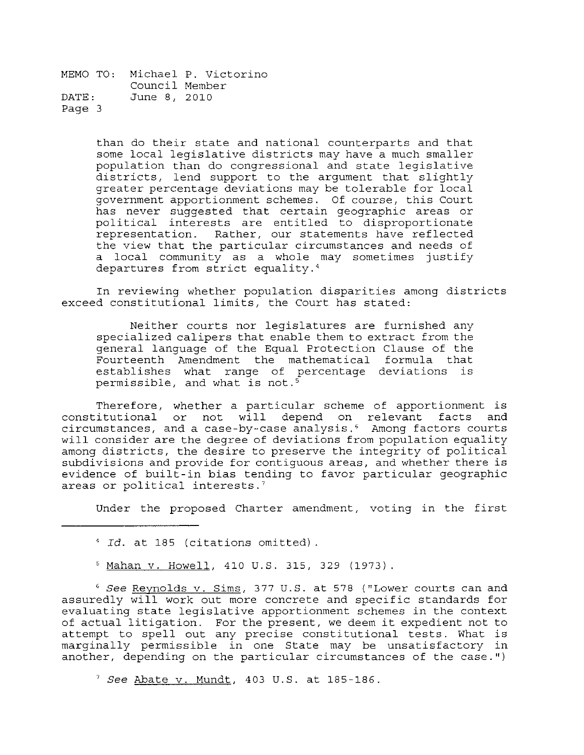> than do their state and national counterparts and that some local legislative districts may have a much smaller population than do congressional and state legislative districts, lend support to the argument that slightly greater percentage deviations may be tolerable for local government apportionment schemes. Of course, this Court has never suggested that certain geographic areas or political interests are entitled to disproportionate representation. Rather, our statements have reflected the view that the particular circumstances and needs of a local community as a whole may sometimes justify departures from strict equality.[4]

In reviewing whether population disparities among districts exceed constitutional limits, the Court has stated:

> Neither courts nor legislatures are furnished any specialized calipers that enable them to extract from the general language of the Equal Protection Clause of the Fourteenth Amendment the mathematical formula that establishes what range of percentage deviations is permissible, and what is not.[5]

Therefore, whether a particular scheme of apportionment is constitutional or not will depend on relevant facts and circumstances, and a case-by-case analysis.[6] Among factors courts will consider are the degree of deviations from population equality among districts, the desire to preserve the integrity of political subdivisions and provide for contiguous areas, and whether there is evidence of built-in bias tending to favor particular geographic areas or political interests.[7]

Under the proposed Charter amendment, voting in the first

---

[4] *Id.* at 185 (citations omitted).

[5] Mahan v. Howell, 410 U.S. 315, 329 (1973).

[6] *See* Reynolds v. Sims, 377 U.S. at 578 ("Lower courts can and assuredly will work out more concrete and specific standards for evaluating state legislative apportionment schemes in the context of actual litigation. For the present, we deem it expedient not to attempt to spell out any precise constitutional tests. What is marginally permissible in one State may be unsatisfactory in another, depending on the particular circumstances of the case.")

[7] *See* Abate v. Mundt, 403 U.S. at 185-186.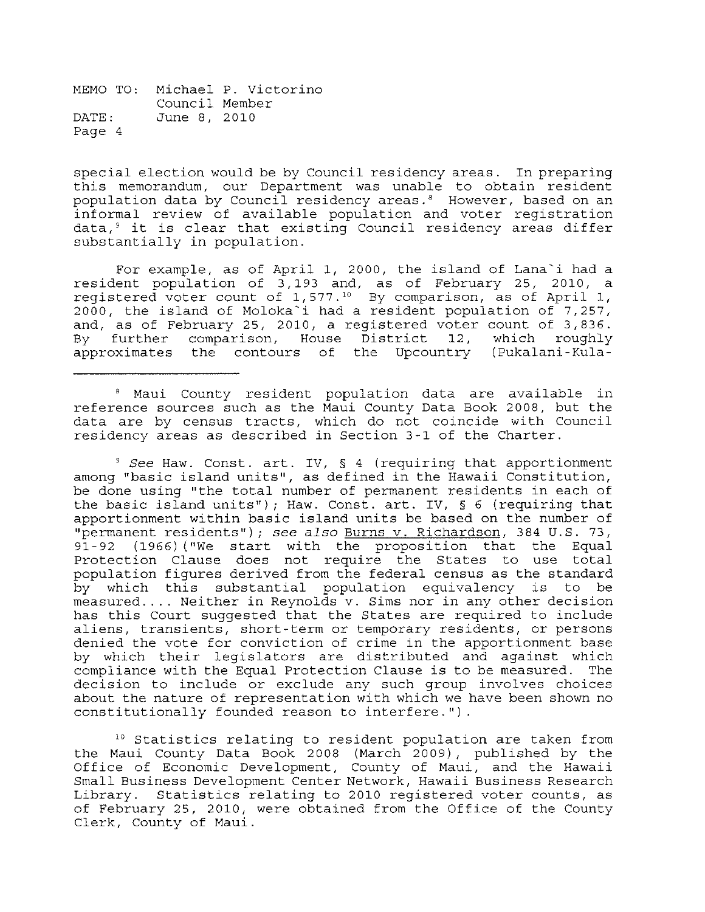special election would be by Council residency areas. In preparing this memorandum, our Department was unable to obtain resident population data by Council residency areas.[8] However, based on an informal review of available population and voter registration data,[9] it is clear that existing Council residency areas differ substantially in population.

For example, as of April 1, 2000, the island of Lana`i had a resident population of 3,193 and, as of February 25, 2010, a registered voter count of 1,577.[10] By comparison, as of April 1, 2000, the island of Moloka`i had a resident population of 7,257, and, as of February 25, 2010, a registered voter count of 3,836. By further comparison, House District 12, which roughly approximates the contours of the Upcountry (Pukalani-Kula-

---

[8] Maui County resident population data are available in reference sources such as the Maui County Data Book 2008, but the data are by census tracts, which do not coincide with Council residency areas as described in Section 3-1 of the Charter.

[9] *See* Haw. Const. art. IV, § 4 (requiring that apportionment among "basic island units", as defined in the Hawaii Constitution, be done using "the total number of permanent residents in each of the basic island units"); Haw. Const. art. IV, § 6 (requiring that apportionment within basic island units be based on the number of "permanent residents"); *see also* Burns v. Richardson, 384 U.S. 73, 91-92 (1966)("We start with the proposition that the Equal Protection Clause does not require the States to use total population figures derived from the federal census as the standard by which this substantial population equivalency is to be measured.... Neither in Reynolds v. Sims nor in any other decision has this Court suggested that the States are required to include aliens, transients, short-term or temporary residents, or persons denied the vote for conviction of crime in the apportionment base by which their legislators are distributed and against which compliance with the Equal Protection Clause is to be measured. The decision to include or exclude any such group involves choices about the nature of representation with which we have been shown no constitutionally founded reason to interfere.").

[10] Statistics relating to resident population are taken from the Maui County Data Book 2008 (March 2009), published by the Office of Economic Development, County of Maui, and the Hawaii Small Business Development Center Network, Hawaii Business Research Library. Statistics relating to 2010 registered voter counts, as of February 25, 2010, were obtained from the Office of the County Clerk, County of Maui.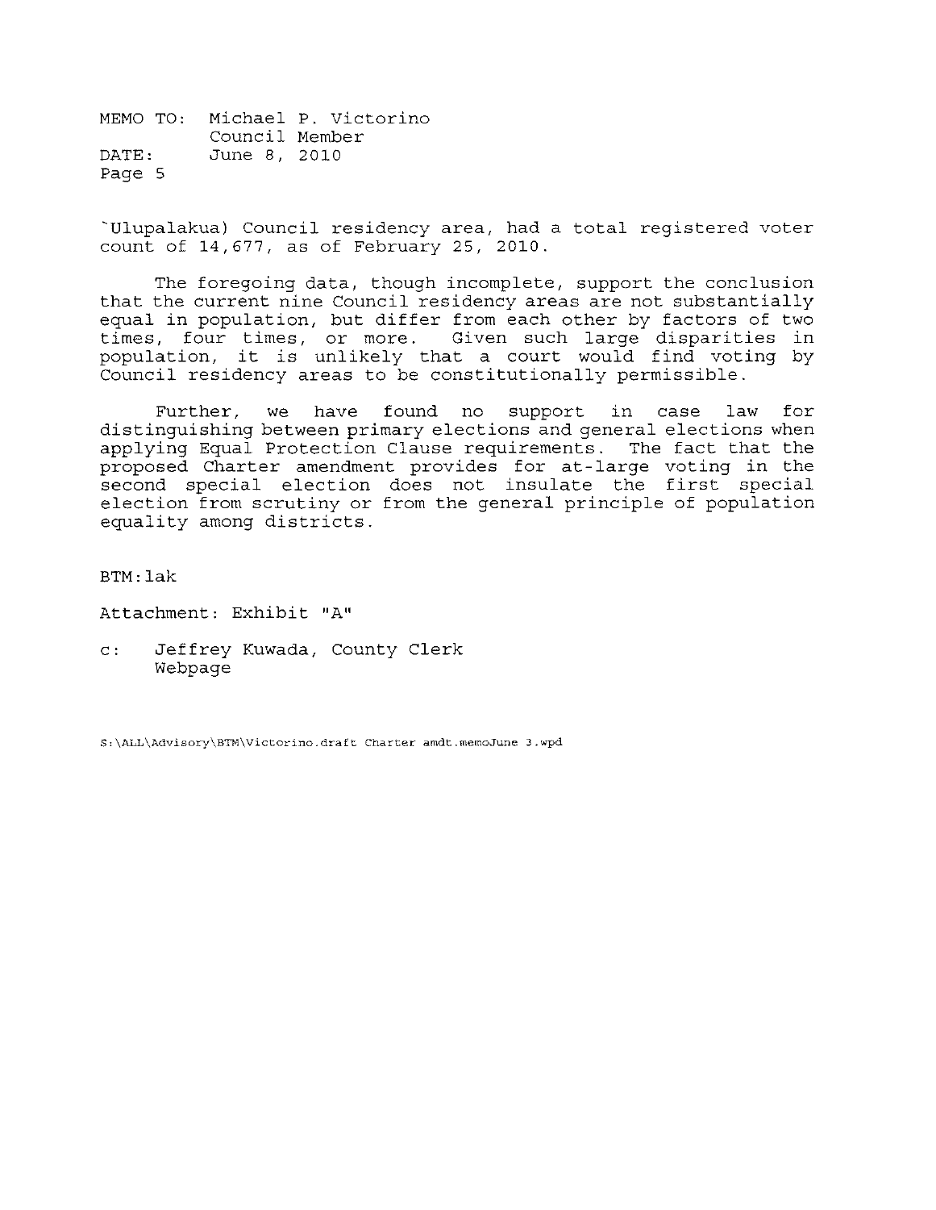`Ulupalakua) Council residency area, had a total registered voter count of 14,677, as of February 25, 2010.

The foregoing data, though incomplete, support the conclusion that the current nine Council residency areas are not substantially equal in population, but differ from each other by factors of two times, four times, or more. Given such large disparities in population, it is unlikely that a court would find voting by Council residency areas to be constitutionally permissible.

Further, we have found no support in case law for distinguishing between primary elections and general elections when applying Equal Protection Clause requirements. The fact that the proposed Charter amendment provides for at-large voting in the second special election does not insulate the first special election from scrutiny or from the general principle of population equality among districts.

BTM:lak

Attachment: Exhibit "A"

c: Jeffrey Kuwada, County Clerk
   Webpage

S:\ALL\Advisory\BTM\Victorino.draft Charter amdt.memoJune 3.wpd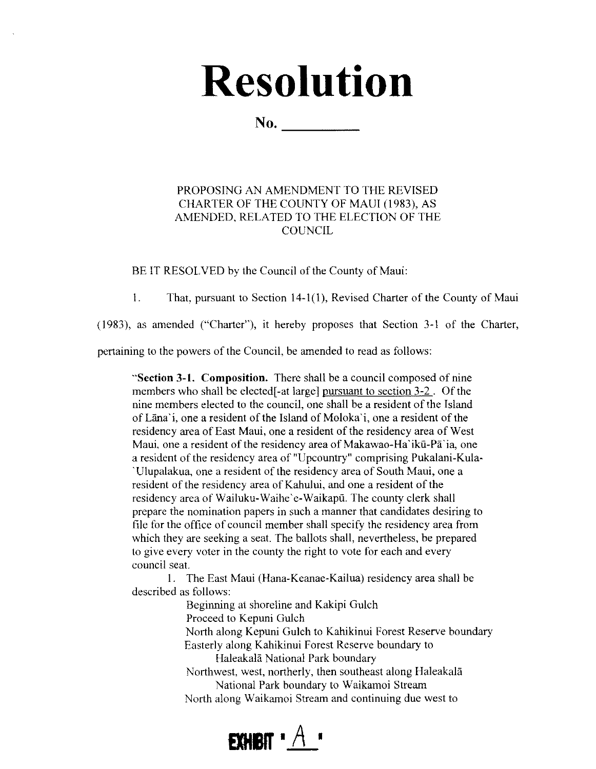# Resolution

**No. __________**

PROPOSING AN AMENDMENT TO THE REVISED CHARTER OF THE COUNTY OF MAUI (1983), AS AMENDED, RELATED TO THE ELECTION OF THE COUNCIL

BE IT RESOLVED by the Council of the County of Maui:

1. That, pursuant to Section 14-1(1), Revised Charter of the County of Maui (1983), as amended ("Charter"), it hereby proposes that Section 3-1 of the Charter, pertaining to the powers of the Council, be amended to read as follows:

> "**Section 3-1. Composition.** There shall be a council composed of nine members who shall be elected[-at large] <u>pursuant to section 3-2</u>. Of the nine members elected to the council, one shall be a resident of the Island of Lāna`i, one a resident of the Island of Moloka`i, one a resident of the residency area of East Maui, one a resident of the residency area of West Maui, one a resident of the residency area of Makawao-Ha`ikū-Pā`ia, one a resident of the residency area of "Upcountry" comprising Pukalani-Kula-`Ulupalakua, one a resident of the residency area of South Maui, one a resident of the residency area of Kahului, and one a resident of the residency area of Wailuku-Waihe`e-Waikapū. The county clerk shall prepare the nomination papers in such a manner that candidates desiring to file for the office of council member shall specify the residency area from which they are seeking a seat. The ballots shall, nevertheless, be prepared to give every voter in the county the right to vote for each and every council seat.
>
> 1. The East Maui (Hana-Keanae-Kailua) residency area shall be described as follows:
>
>    Beginning at shoreline and Kakipi Gulch
>    Proceed to Kepuni Gulch
>    North along Kepuni Gulch to Kahikinui Forest Reserve boundary
>    Easterly along Kahikinui Forest Reserve boundary to Haleakalā National Park boundary
>    Northwest, west, northerly, then southeast along Haleakalā National Park boundary to Waikamoi Stream
>    North along Waikamoi Stream and continuing due west to

**EXHIBIT "A"**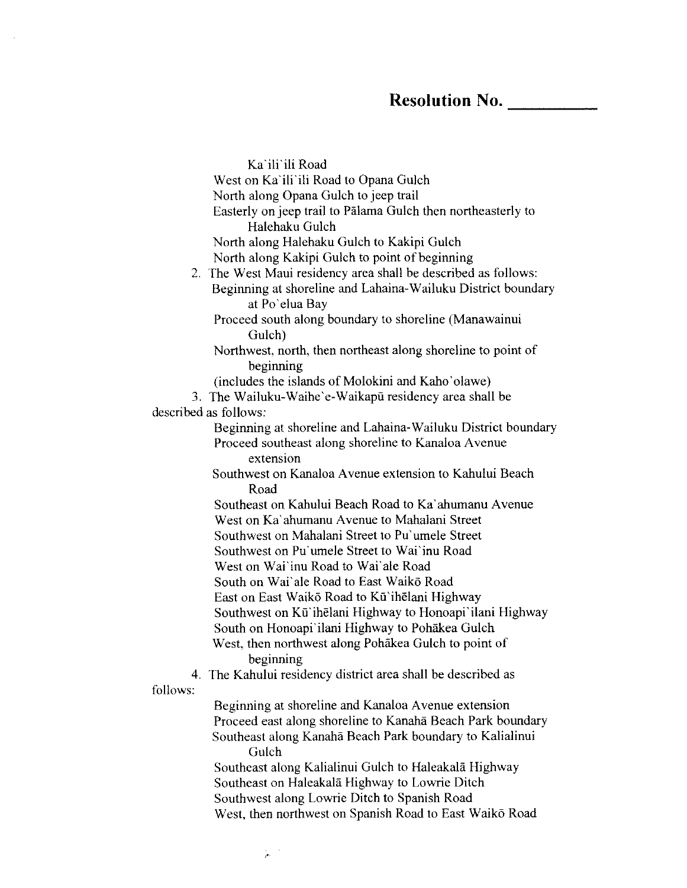Ka`ili`ili Road
West on Ka`ili`ili Road to Opana Gulch
North along Opana Gulch to jeep trail
Easterly on jeep trail to Pālama Gulch then northeasterly to Halehaku Gulch
North along Halehaku Gulch to Kakipi Gulch
North along Kakipi Gulch to point of beginning

2. The West Maui residency area shall be described as follows:
   Beginning at shoreline and Lahaina-Wailuku District boundary at Po`elua Bay
   Proceed south along boundary to shoreline (Manawainui Gulch)
   Northwest, north, then northeast along shoreline to point of beginning
   (includes the islands of Molokini and Kaho`olawe)

3. The Wailuku-Waihe`e-Waikapū residency area shall be described as follows:
   Beginning at shoreline and Lahaina-Wailuku District boundary
   Proceed southeast along shoreline to Kanaloa Avenue extension
   Southwest on Kanaloa Avenue extension to Kahului Beach Road
   Southeast on Kahului Beach Road to Ka`ahumanu Avenue
   West on Ka`ahumanu Avenue to Mahalani Street
   Southwest on Mahalani Street to Pu`umele Street
   Southwest on Pu`umele Street to Wai`inu Road
   West on Wai`inu Road to Wai`ale Road
   South on Wai`ale Road to East Waikō Road
   East on East Waikō Road to Kū`ihēlani Highway
   Southwest on Kū`ihēlani Highway to Honoapi`ilani Highway
   South on Honoapi`ilani Highway to Pohākea Gulch
   West, then northwest along Pohākea Gulch to point of beginning

4. The Kahului residency district area shall be described as follows:
   Beginning at shoreline and Kanaloa Avenue extension
   Proceed east along shoreline to Kanahā Beach Park boundary
   Southeast along Kanahā Beach Park boundary to Kalialinui Gulch
   Southeast along Kalialinui Gulch to Haleakalā Highway
   Southeast on Haleakalā Highway to Lowrie Ditch
   Southwest along Lowrie Ditch to Spanish Road
   West, then northwest on Spanish Road to East Waikō Road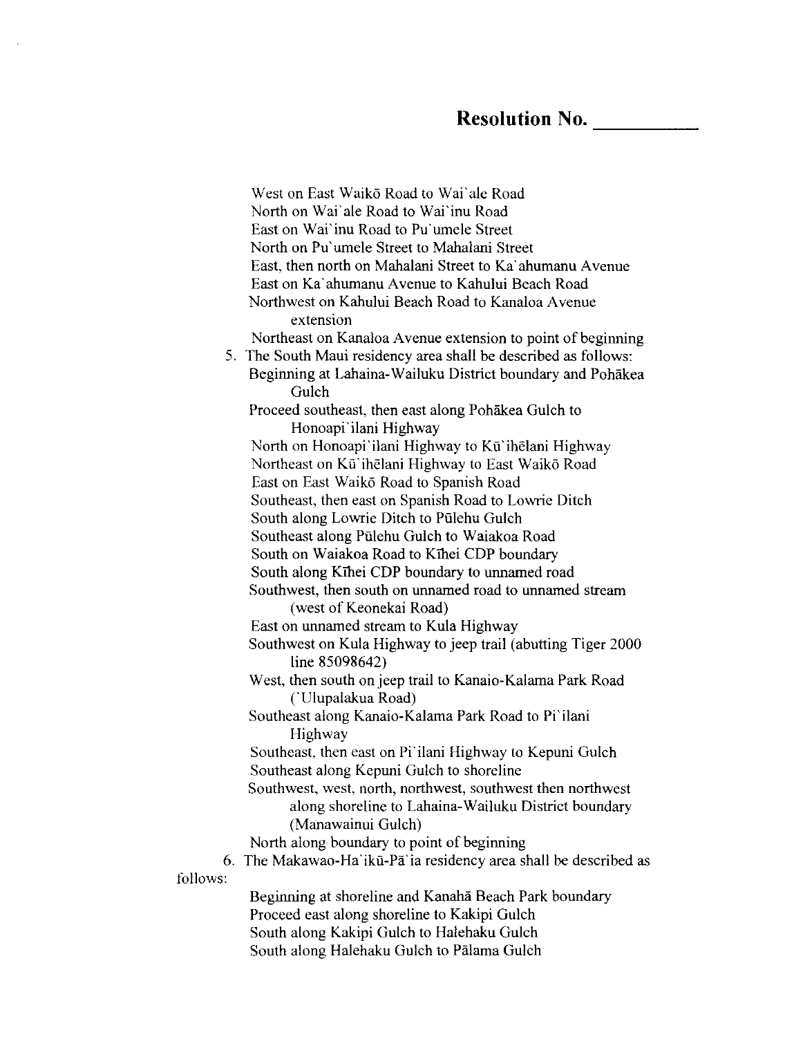# Resolution No. __________

West on East Waikō Road to Wai`ale Road
North on Wai`ale Road to Wai`inu Road
East on Wai`inu Road to Pu`umele Street
North on Pu`umele Street to Mahalani Street
East, then north on Mahalani Street to Ka`ahumanu Avenue
East on Ka`ahumanu Avenue to Kahului Beach Road
Northwest on Kahului Beach Road to Kanaloa Avenue extension
Northeast on Kanaloa Avenue extension to point of beginning

5. The South Maui residency area shall be described as follows:

   Beginning at Lahaina-Wailuku District boundary and Pohākea Gulch
   Proceed southeast, then east along Pohākea Gulch to Honoapi`ilani Highway
   North on Honoapi`ilani Highway to Kū`ihēlani Highway
   Northeast on Kū`ihēlani Highway to East Waikō Road
   East on East Waikō Road to Spanish Road
   Southeast, then east on Spanish Road to Lowrie Ditch
   South along Lowrie Ditch to Pūlehu Gulch
   Southeast along Pūlehu Gulch to Waiakoa Road
   South on Waiakoa Road to Kīhei CDP boundary
   South along Kīhei CDP boundary to unnamed road
   Southwest, then south on unnamed road to unnamed stream (west of Keonekai Road)
   East on unnamed stream to Kula Highway
   Southwest on Kula Highway to jeep trail (abutting Tiger 2000 line 85098642)
   West, then south on jeep trail to Kanaio-Kalama Park Road (`Ulupalakua Road)
   Southeast along Kanaio-Kalama Park Road to Pi`ilani Highway
   Southeast, then east on Pi`ilani Highway to Kepuni Gulch
   Southeast along Kepuni Gulch to shoreline
   Southwest, west, north, northwest, southwest then northwest along shoreline to Lahaina-Wailuku District boundary (Manawainui Gulch)
   North along boundary to point of beginning

6. The Makawao-Ha`ikū-Pā`ia residency area shall be described as follows:

   Beginning at shoreline and Kanahā Beach Park boundary
   Proceed east along shoreline to Kakipi Gulch
   South along Kakipi Gulch to Halehaku Gulch
   South along Halehaku Gulch to Pālama Gulch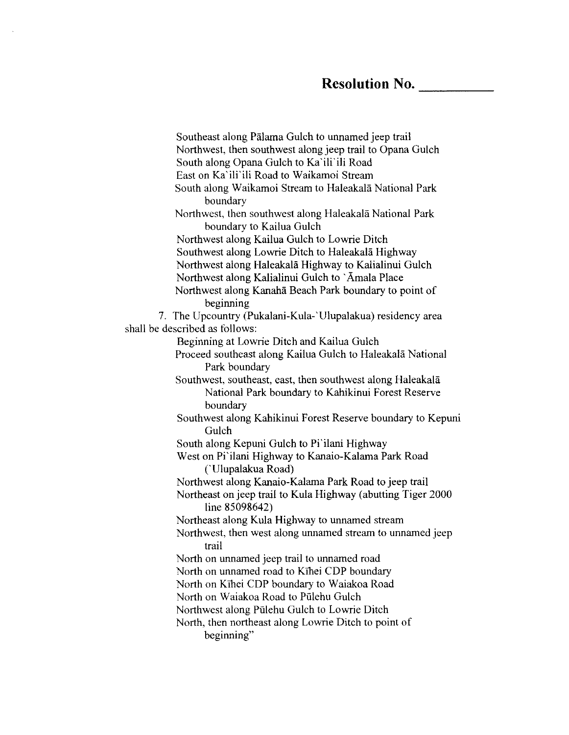Southeast along Pālama Gulch to unnamed jeep trail
Northwest, then southwest along jeep trail to Opana Gulch
South along Opana Gulch to Ka`ili`ili Road
East on Ka`ili`ili Road to Waikamoi Stream
South along Waikamoi Stream to Haleakalā National Park boundary
Northwest, then southwest along Haleakalā National Park boundary to Kailua Gulch
Northwest along Kailua Gulch to Lowrie Ditch
Southwest along Lowrie Ditch to Haleakalā Highway
Northwest along Haleakalā Highway to Kalialinui Gulch
Northwest along Kalialinui Gulch to `Āmala Place
Northwest along Kanahā Beach Park boundary to point of beginning

7. The Upcountry (Pukalani-Kula-`Ulupalakua) residency area shall be described as follows:

Beginning at Lowrie Ditch and Kailua Gulch
Proceed southeast along Kailua Gulch to Haleakalā National Park boundary
Southwest, southeast, east, then southwest along Haleakalā National Park boundary to Kahikinui Forest Reserve boundary
Southwest along Kahikinui Forest Reserve boundary to Kepuni Gulch
South along Kepuni Gulch to Pi`ilani Highway
West on Pi`ilani Highway to Kanaio-Kalama Park Road (`Ulupalakua Road)
Northwest along Kanaio-Kalama Park Road to jeep trail
Northeast on jeep trail to Kula Highway (abutting Tiger 2000 line 85098642)
Northeast along Kula Highway to unnamed stream
Northwest, then west along unnamed stream to unnamed jeep trail
North on unnamed jeep trail to unnamed road
North on unnamed road to Kīhei CDP boundary
North on Kīhei CDP boundary to Waiakoa Road
North on Waiakoa Road to Pūlehu Gulch
Northwest along Pūlehu Gulch to Lowrie Ditch
North, then northeast along Lowrie Ditch to point of beginning"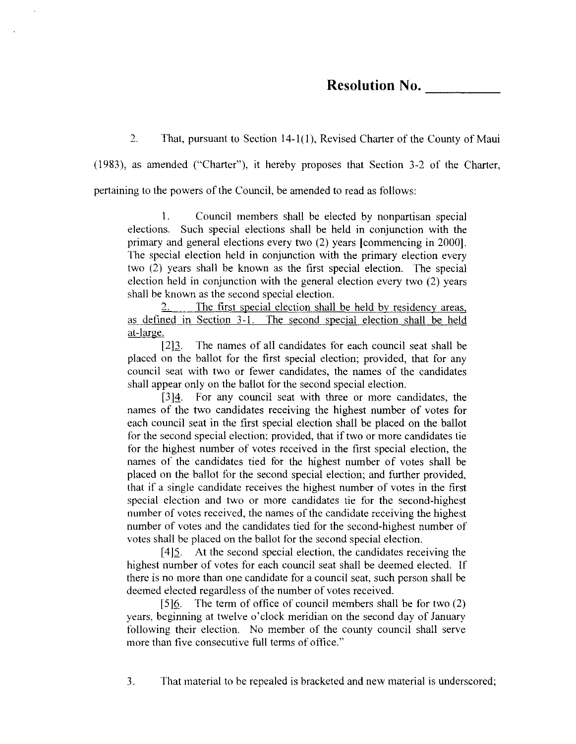**Resolution No. __________**

2. That, pursuant to Section 14-1(1), Revised Charter of the County of Maui (1983), as amended ("Charter"), it hereby proposes that Section 3-2 of the Charter, pertaining to the powers of the Council, be amended to read as follows:

> 1. Council members shall be elected by nonpartisan special elections. Such special elections shall be held in conjunction with the primary and general elections every two (2) years [commencing in 2000]. The special election held in conjunction with the primary election every two (2) years shall be known as the first special election. The special election held in conjunction with the general election every two (2) years shall be known as the second special election.
>
> <u>2. The first special election shall be held by residency areas, as defined in Section 3-1. The second special election shall be held at-large.</u>
>
> [2]<u>3</u>. The names of all candidates for each council seat shall be placed on the ballot for the first special election; provided, that for any council seat with two or fewer candidates, the names of the candidates shall appear only on the ballot for the second special election.
>
> [3]<u>4</u>. For any council seat with three or more candidates, the names of the two candidates receiving the highest number of votes for each council seat in the first special election shall be placed on the ballot for the second special election; provided, that if two or more candidates tie for the highest number of votes received in the first special election, the names of the candidates tied for the highest number of votes shall be placed on the ballot for the second special election; and further provided, that if a single candidate receives the highest number of votes in the first special election and two or more candidates tie for the second-highest number of votes received, the names of the candidate receiving the highest number of votes and the candidates tied for the second-highest number of votes shall be placed on the ballot for the second special election.
>
> [4]<u>5</u>. At the second special election, the candidates receiving the highest number of votes for each council seat shall be deemed elected. If there is no more than one candidate for a council seat, such person shall be deemed elected regardless of the number of votes received.
>
> [5]<u>6</u>. The term of office of council members shall be for two (2) years, beginning at twelve o'clock meridian on the second day of January following their election. No member of the county council shall serve more than five consecutive full terms of office."

3. That material to be repealed is bracketed and new material is underscored;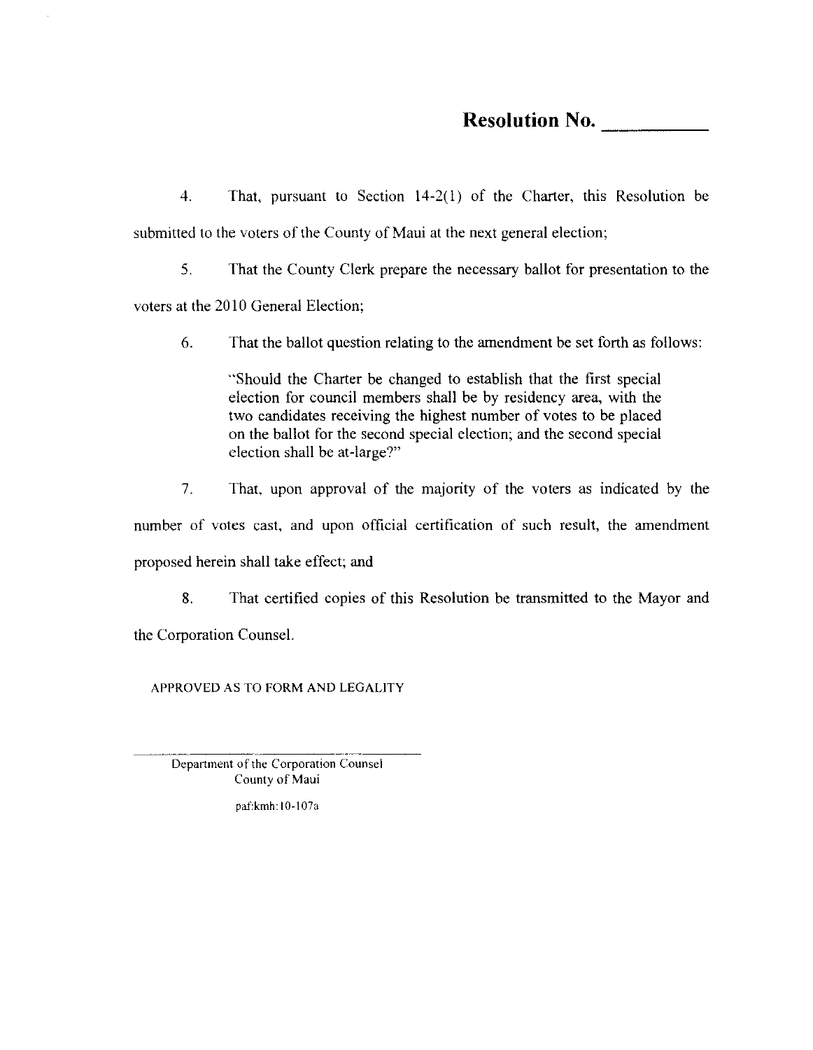**Resolution No. __________**

4. That, pursuant to Section 14-2(1) of the Charter, this Resolution be submitted to the voters of the County of Maui at the next general election;

5. That the County Clerk prepare the necessary ballot for presentation to the voters at the 2010 General Election;

6. That the ballot question relating to the amendment be set forth as follows:

> "Should the Charter be changed to establish that the first special election for council members shall be by residency area, with the two candidates receiving the highest number of votes to be placed on the ballot for the second special election; and the second special election shall be at-large?"

7. That, upon approval of the majority of the voters as indicated by the number of votes cast, and upon official certification of such result, the amendment proposed herein shall take effect; and

8. That certified copies of this Resolution be transmitted to the Mayor and the Corporation Counsel.

APPROVED AS TO FORM AND LEGALITY

______________________________
Department of the Corporation Counsel
County of Maui

paf:kmh:10-107a